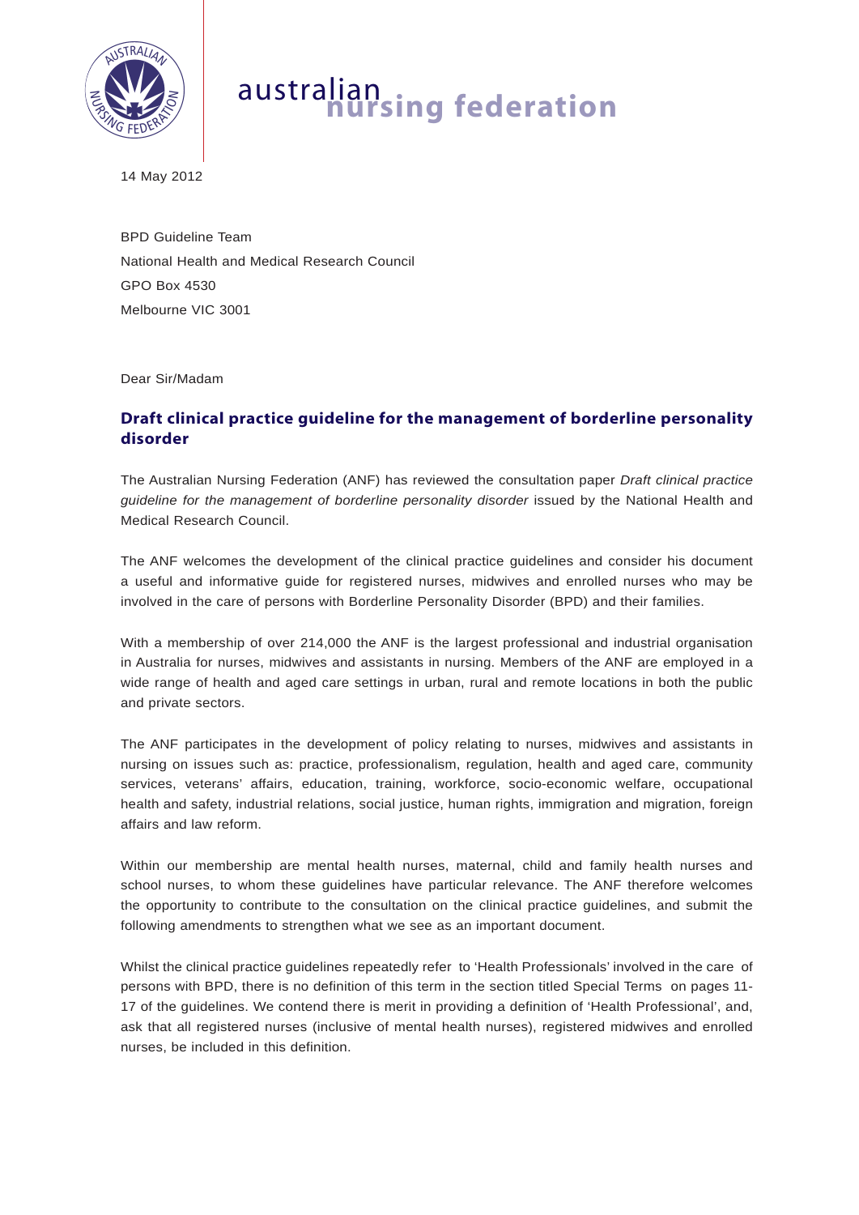australian **nursing federation**

14 May 2012

BPD Guideline Team
National Health and Medical Research Council
GPO Box 4530
Melbourne VIC 3001

Dear Sir/Madam

## Draft clinical practice guideline for the management of borderline personality disorder

The Australian Nursing Federation (ANF) has reviewed the consultation paper *Draft clinical practice guideline for the management of borderline personality disorder* issued by the National Health and Medical Research Council.

The ANF welcomes the development of the clinical practice guidelines and consider his document a useful and informative guide for registered nurses, midwives and enrolled nurses who may be involved in the care of persons with Borderline Personality Disorder (BPD) and their families.

With a membership of over 214,000 the ANF is the largest professional and industrial organisation in Australia for nurses, midwives and assistants in nursing. Members of the ANF are employed in a wide range of health and aged care settings in urban, rural and remote locations in both the public and private sectors.

The ANF participates in the development of policy relating to nurses, midwives and assistants in nursing on issues such as: practice, professionalism, regulation, health and aged care, community services, veterans' affairs, education, training, workforce, socio-economic welfare, occupational health and safety, industrial relations, social justice, human rights, immigration and migration, foreign affairs and law reform.

Within our membership are mental health nurses, maternal, child and family health nurses and school nurses, to whom these guidelines have particular relevance. The ANF therefore welcomes the opportunity to contribute to the consultation on the clinical practice guidelines, and submit the following amendments to strengthen what we see as an important document.

Whilst the clinical practice guidelines repeatedly refer to 'Health Professionals' involved in the care of persons with BPD, there is no definition of this term in the section titled Special Terms on pages 11-17 of the guidelines. We contend there is merit in providing a definition of 'Health Professional', and, ask that all registered nurses (inclusive of mental health nurses), registered midwives and enrolled nurses, be included in this definition.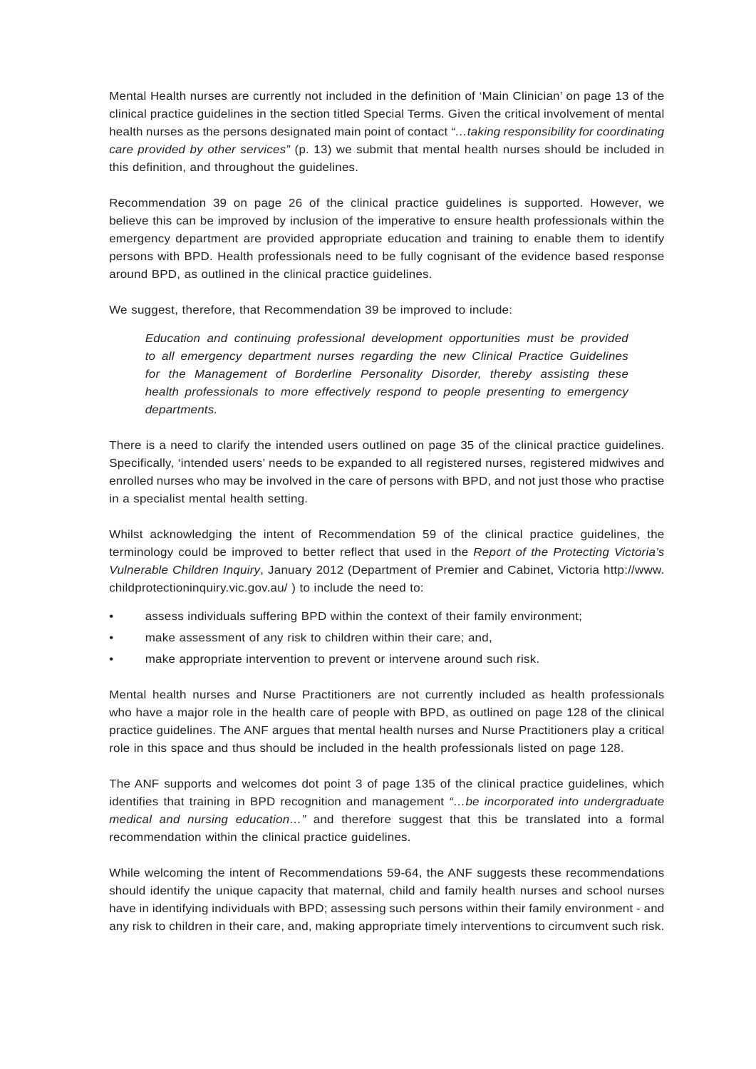Mental Health nurses are currently not included in the definition of 'Main Clinician' on page 13 of the clinical practice guidelines in the section titled Special Terms. Given the critical involvement of mental health nurses as the persons designated main point of contact *"…taking responsibility for coordinating care provided by other services"* (p. 13) we submit that mental health nurses should be included in this definition, and throughout the guidelines.

Recommendation 39 on page 26 of the clinical practice guidelines is supported. However, we believe this can be improved by inclusion of the imperative to ensure health professionals within the emergency department are provided appropriate education and training to enable them to identify persons with BPD. Health professionals need to be fully cognisant of the evidence based response around BPD, as outlined in the clinical practice guidelines.

We suggest, therefore, that Recommendation 39 be improved to include:

> *Education and continuing professional development opportunities must be provided to all emergency department nurses regarding the new Clinical Practice Guidelines for the Management of Borderline Personality Disorder, thereby assisting these health professionals to more effectively respond to people presenting to emergency departments.*

There is a need to clarify the intended users outlined on page 35 of the clinical practice guidelines. Specifically, 'intended users' needs to be expanded to all registered nurses, registered midwives and enrolled nurses who may be involved in the care of persons with BPD, and not just those who practise in a specialist mental health setting.

Whilst acknowledging the intent of Recommendation 59 of the clinical practice guidelines, the terminology could be improved to better reflect that used in the *Report of the Protecting Victoria's Vulnerable Children Inquiry*, January 2012 (Department of Premier and Cabinet, Victoria http://www.childprotectioninquiry.vic.gov.au/ ) to include the need to:

- assess individuals suffering BPD within the context of their family environment;
- make assessment of any risk to children within their care; and,
- make appropriate intervention to prevent or intervene around such risk.

Mental health nurses and Nurse Practitioners are not currently included as health professionals who have a major role in the health care of people with BPD, as outlined on page 128 of the clinical practice guidelines. The ANF argues that mental health nurses and Nurse Practitioners play a critical role in this space and thus should be included in the health professionals listed on page 128.

The ANF supports and welcomes dot point 3 of page 135 of the clinical practice guidelines, which identifies that training in BPD recognition and management *"…be incorporated into undergraduate medical and nursing education…"* and therefore suggest that this be translated into a formal recommendation within the clinical practice guidelines.

While welcoming the intent of Recommendations 59-64, the ANF suggests these recommendations should identify the unique capacity that maternal, child and family health nurses and school nurses have in identifying individuals with BPD; assessing such persons within their family environment - and any risk to children in their care, and, making appropriate timely interventions to circumvent such risk.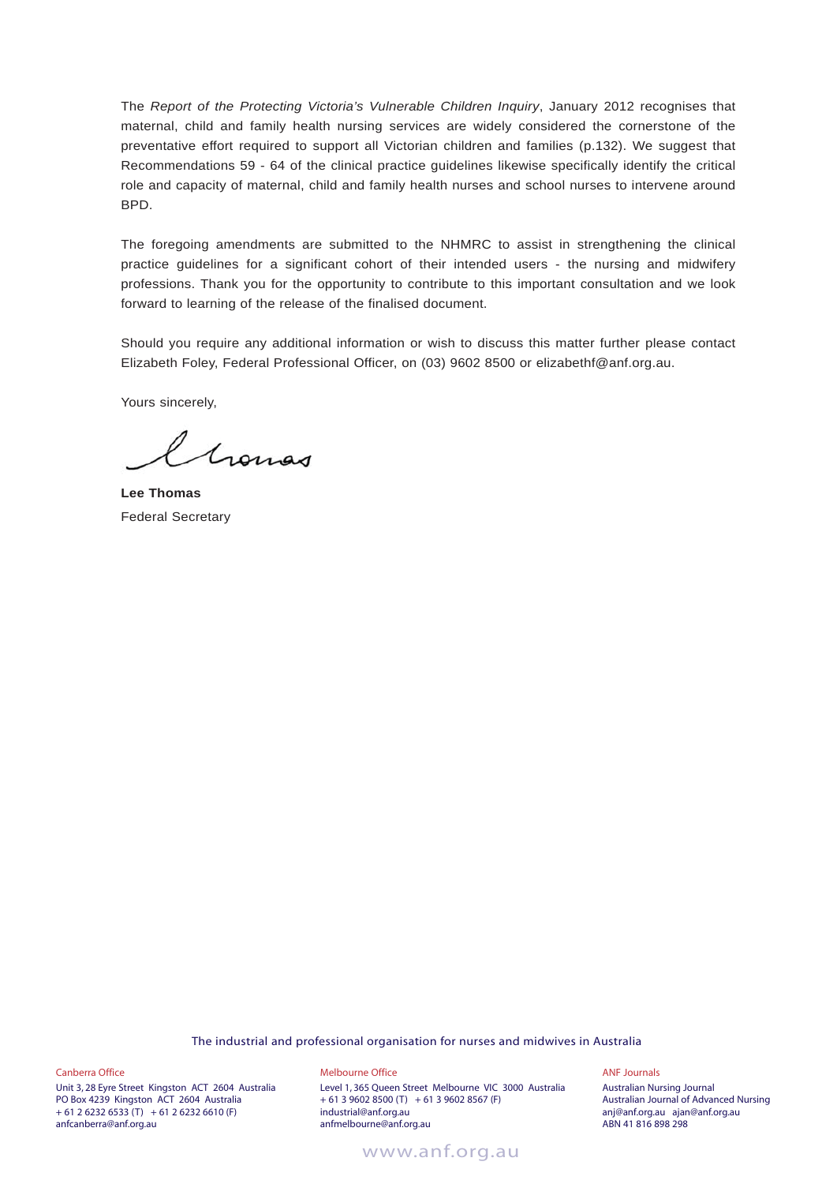The *Report of the Protecting Victoria's Vulnerable Children Inquiry*, January 2012 recognises that maternal, child and family health nursing services are widely considered the cornerstone of the preventative effort required to support all Victorian children and families (p.132). We suggest that Recommendations 59 - 64 of the clinical practice guidelines likewise specifically identify the critical role and capacity of maternal, child and family health nurses and school nurses to intervene around BPD.

The foregoing amendments are submitted to the NHMRC to assist in strengthening the clinical practice guidelines for a significant cohort of their intended users - the nursing and midwifery professions. Thank you for the opportunity to contribute to this important consultation and we look forward to learning of the release of the finalised document.

Should you require any additional information or wish to discuss this matter further please contact Elizabeth Foley, Federal Professional Officer, on (03) 9602 8500 or elizabethf@anf.org.au.

Yours sincerely,

**Lee Thomas**
Federal Secretary

The industrial and professional organisation for nurses and midwives in Australia

Canberra Office
Unit 3, 28 Eyre Street Kingston ACT 2604 Australia
PO Box 4239 Kingston ACT 2604 Australia
+ 61 2 6232 6533 (T) + 61 2 6232 6610 (F)
anfcanberra@anf.org.au

Melbourne Office
Level 1, 365 Queen Street Melbourne VIC 3000 Australia
+ 61 3 9602 8500 (T) + 61 3 9602 8567 (F)
industrial@anf.org.au
anfmelbourne@anf.org.au

ANF Journals
Australian Nursing Journal
Australian Journal of Advanced Nursing
anj@anf.org.au ajan@anf.org.au
ABN 41 816 898 298

www.anf.org.au